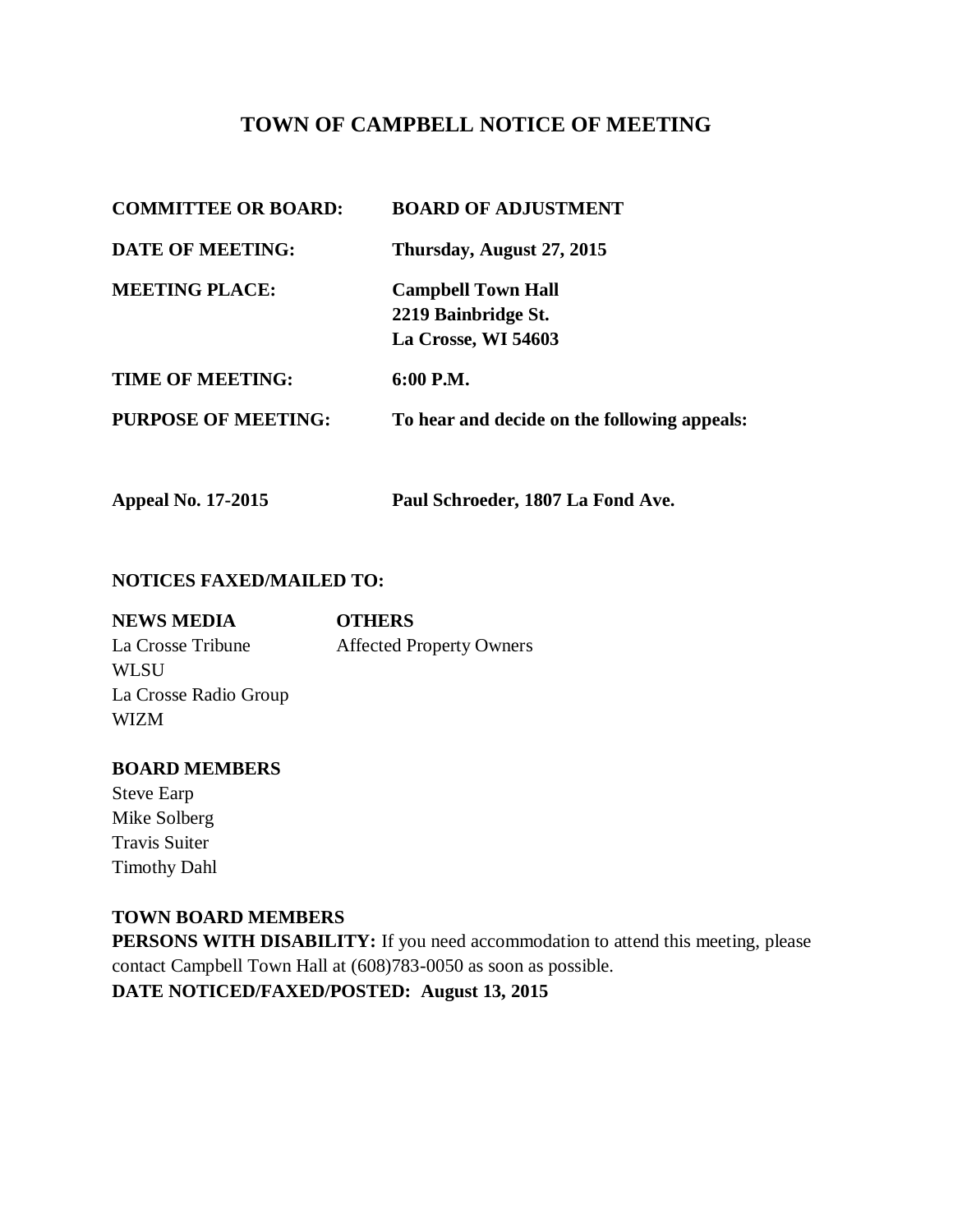# TOWN OF CAMPBELL NOTICE OF MEETING

| | |
|---|---|
| **COMMITTEE OR BOARD:** | **BOARD OF ADJUSTMENT** |
| **DATE OF MEETING:** | **Thursday, August 27, 2015** |
| **MEETING PLACE:** | **Campbell Town Hall**<br>**2219 Bainbridge St.**<br>**La Crosse, WI 54603** |
| **TIME OF MEETING:** | **6:00 P.M.** |
| **PURPOSE OF MEETING:** | **To hear and decide on the following appeals:** |

**Appeal No. 17-2015** **Paul Schroeder, 1807 La Fond Ave.**

**NOTICES FAXED/MAILED TO:**

| **NEWS MEDIA** | **OTHERS** |
|---|---|
| La Crosse Tribune | Affected Property Owners |
| WLSU | |
| La Crosse Radio Group | |
| WIZM | |

**BOARD MEMBERS**

Steve Earp
Mike Solberg
Travis Suiter
Timothy Dahl

**TOWN BOARD MEMBERS**

**PERSONS WITH DISABILITY:** If you need accommodation to attend this meeting, please contact Campbell Town Hall at (608)783-0050 as soon as possible.

**DATE NOTICED/FAXED/POSTED: August 13, 2015**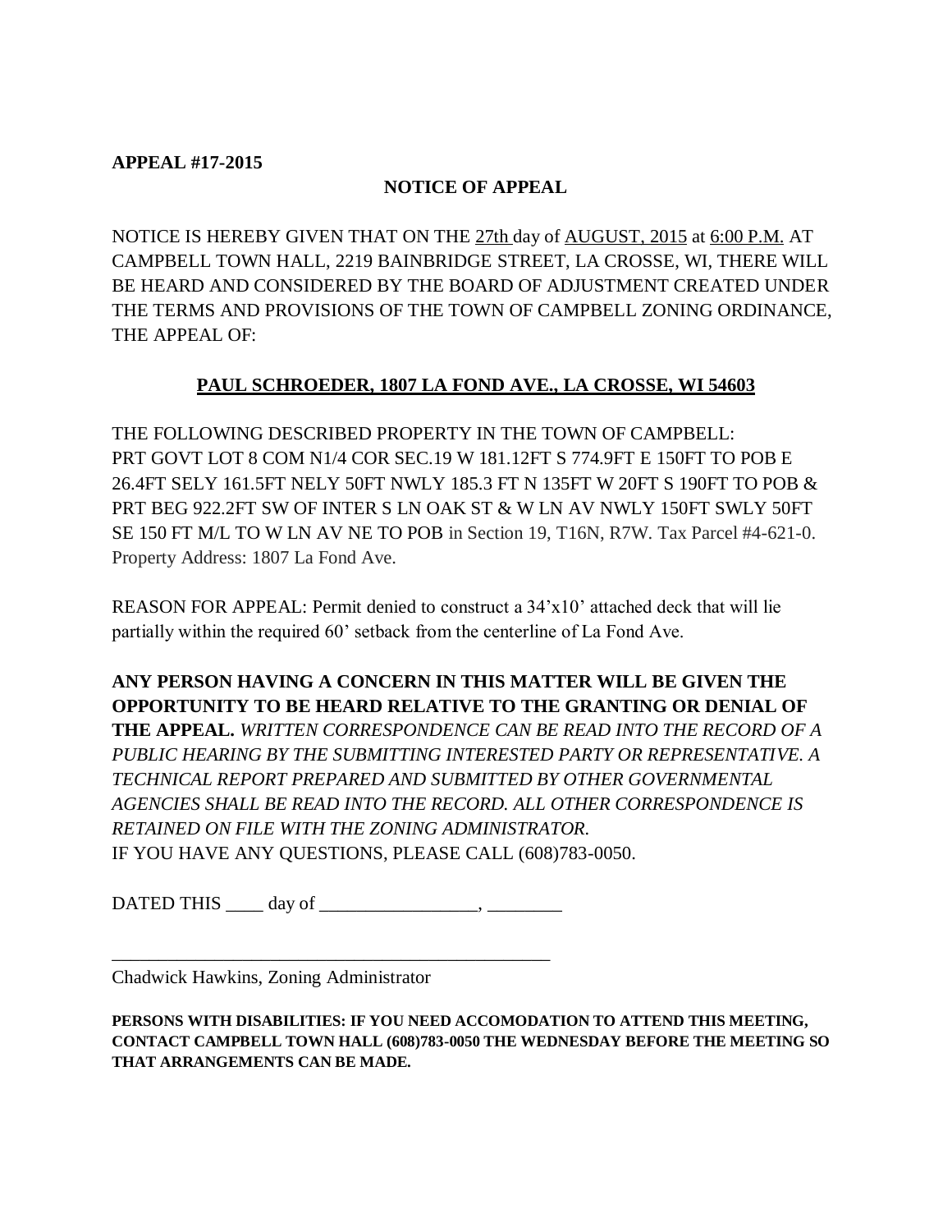**APPEAL #17-2015**

**NOTICE OF APPEAL**

NOTICE IS HEREBY GIVEN THAT ON THE 27th day of AUGUST, 2015 at 6:00 P.M. AT CAMPBELL TOWN HALL, 2219 BAINBRIDGE STREET, LA CROSSE, WI, THERE WILL BE HEARD AND CONSIDERED BY THE BOARD OF ADJUSTMENT CREATED UNDER THE TERMS AND PROVISIONS OF THE TOWN OF CAMPBELL ZONING ORDINANCE, THE APPEAL OF:

**PAUL SCHROEDER, 1807 LA FOND AVE., LA CROSSE, WI 54603**

THE FOLLOWING DESCRIBED PROPERTY IN THE TOWN OF CAMPBELL:
PRT GOVT LOT 8 COM N1/4 COR SEC.19 W 181.12FT S 774.9FT E 150FT TO POB E 26.4FT SELY 161.5FT NELY 50FT NWLY 185.3 FT N 135FT W 20FT S 190FT TO POB & PRT BEG 922.2FT SW OF INTER S LN OAK ST & W LN AV NWLY 150FT SWLY 50FT SE 150 FT M/L TO W LN AV NE TO POB in Section 19, T16N, R7W. Tax Parcel #4-621-0. Property Address: 1807 La Fond Ave.

REASON FOR APPEAL: Permit denied to construct a 34'x10' attached deck that will lie partially within the required 60' setback from the centerline of La Fond Ave.

**ANY PERSON HAVING A CONCERN IN THIS MATTER WILL BE GIVEN THE OPPORTUNITY TO BE HEARD RELATIVE TO THE GRANTING OR DENIAL OF THE APPEAL.** *WRITTEN CORRESPONDENCE CAN BE READ INTO THE RECORD OF A PUBLIC HEARING BY THE SUBMITTING INTERESTED PARTY OR REPRESENTATIVE. A TECHNICAL REPORT PREPARED AND SUBMITTED BY OTHER GOVERNMENTAL AGENCIES SHALL BE READ INTO THE RECORD. ALL OTHER CORRESPONDENCE IS RETAINED ON FILE WITH THE ZONING ADMINISTRATOR.*
IF YOU HAVE ANY QUESTIONS, PLEASE CALL (608)783-0050.

DATED THIS ____ day of _________________, ________

_________________________________________________
Chadwick Hawkins, Zoning Administrator

**PERSONS WITH DISABILITIES: IF YOU NEED ACCOMODATION TO ATTEND THIS MEETING, CONTACT CAMPBELL TOWN HALL (608)783-0050 THE WEDNESDAY BEFORE THE MEETING SO THAT ARRANGEMENTS CAN BE MADE.**